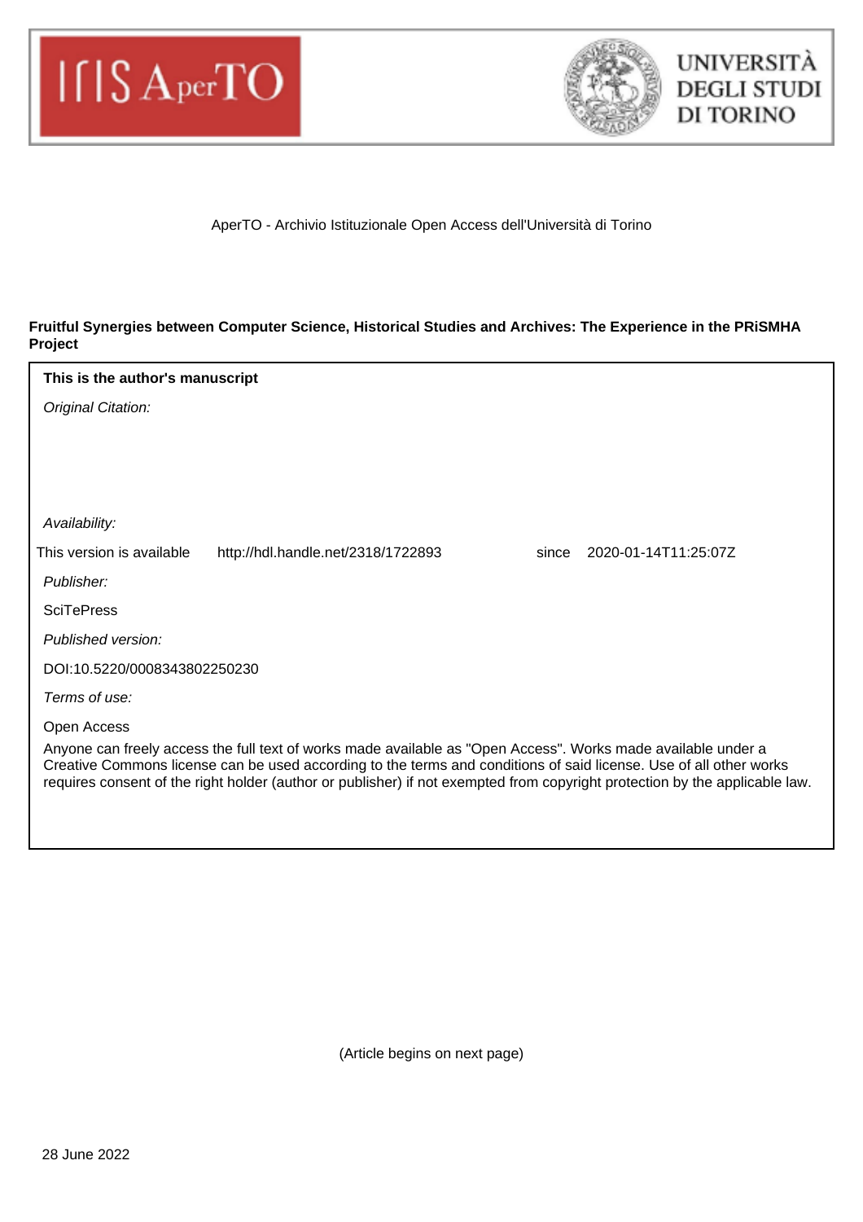IRIS AperTO

UNIVERSITÀ DEGLI STUDI DI TORINO

AperTO - Archivio Istituzionale Open Access dell'Università di Torino

**Fruitful Synergies between Computer Science, Historical Studies and Archives: The Experience in the PRiSMHA Project**

**This is the author's manuscript**

*Original Citation:*

*Availability:*

This version is available http://hdl.handle.net/2318/1722893 since 2020-01-14T11:25:07Z

*Publisher:*

SciTePress

*Published version:*

DOI:10.5220/0008343802250230

*Terms of use:*

Open Access

Anyone can freely access the full text of works made available as "Open Access". Works made available under a Creative Commons license can be used according to the terms and conditions of said license. Use of all other works requires consent of the right holder (author or publisher) if not exempted from copyright protection by the applicable law.

(Article begins on next page)

28 June 2022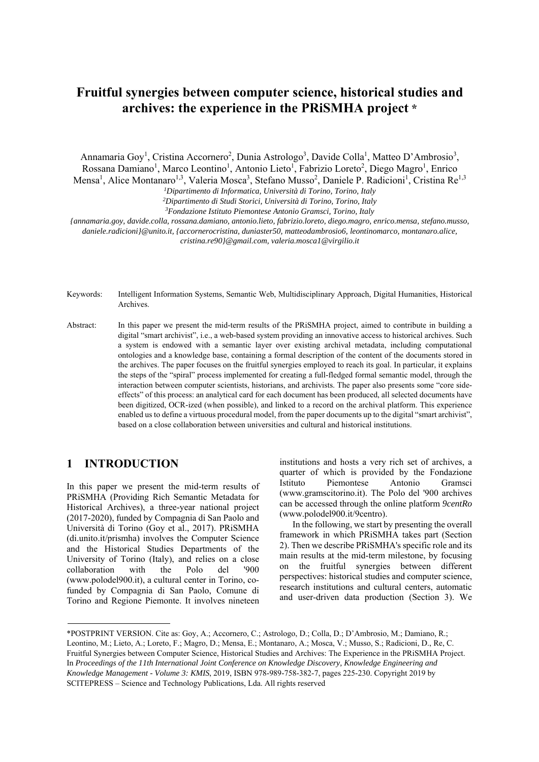# Fruitful synergies between computer science, historical studies and archives: the experience in the PRiSMHA project *

Annamaria Goy[1], Cristina Accornero[2], Dunia Astrologo[3], Davide Colla[1], Matteo D'Ambrosio[3], Rossana Damiano[1], Marco Leontino[1], Antonio Lieto[1], Fabrizio Loreto[2], Diego Magro[1], Enrico Mensa[1], Alice Montanaro[1,3], Valeria Mosca[3], Stefano Musso[2], Daniele P. Radicioni[1], Cristina Re[1,3]

[1]*Dipartimento di Informatica, Università di Torino, Torino, Italy*

[2]*Dipartimento di Studi Storici, Università di Torino, Torino, Italy*

[3]*Fondazione Istituto Piemontese Antonio Gramsci, Torino, Italy*

*{annamaria.goy, davide.colla, rossana.damiano, antonio.lieto, fabrizio.loreto, diego.magro, enrico.mensa, stefano.musso, daniele.radicioni}@unito.it, {accornerocristina, duniaster50, matteodambrosio6, leontinomarco, montanaro.alice, cristina.re90}@gmail.com, valeria.mosca1@virgilio.it*

Keywords: Intelligent Information Systems, Semantic Web, Multidisciplinary Approach, Digital Humanities, Historical Archives.

Abstract: In this paper we present the mid-term results of the PRiSMHA project, aimed to contribute in building a digital "smart archivist", i.e., a web-based system providing an innovative access to historical archives. Such a system is endowed with a semantic layer over existing archival metadata, including computational ontologies and a knowledge base, containing a formal description of the content of the documents stored in the archives. The paper focuses on the fruitful synergies employed to reach its goal. In particular, it explains the steps of the "spiral" process implemented for creating a full-fledged formal semantic model, through the interaction between computer scientists, historians, and archivists. The paper also presents some "core side-effects" of this process: an analytical card for each document has been produced, all selected documents have been digitized, OCR-ized (when possible), and linked to a record on the archival platform. This experience enabled us to define a virtuous procedural model, from the paper documents up to the digital "smart archivist", based on a close collaboration between universities and cultural and historical institutions.

## 1 INTRODUCTION

In this paper we present the mid-term results of PRiSMHA (Providing Rich Semantic Metadata for Historical Archives), a three-year national project (2017-2020), funded by Compagnia di San Paolo and Università di Torino (Goy et al., 2017). PRiSMHA (di.unito.it/prismha) involves the Computer Science and the Historical Studies Departments of the University of Torino (Italy), and relies on a close collaboration with the Polo del '900 (www.polodel900.it), a cultural center in Torino, co-funded by Compagnia di San Paolo, Comune di Torino and Regione Piemonte. It involves nineteen institutions and hosts a very rich set of archives, a quarter of which is provided by the Fondazione Istituto Piemontese Antonio Gramsci (www.gramscitorino.it). The Polo del '900 archives can be accessed through the online platform *9centRo* (www.polodel900.it/9centro).

In the following, we start by presenting the overall framework in which PRiSMHA takes part (Section 2). Then we describe PRiSMHA's specific role and its main results at the mid-term milestone, by focusing on the fruitful synergies between different perspectives: historical studies and computer science, research institutions and cultural centers, automatic and user-driven data production (Section 3). We

*POSTPRINT VERSION. Cite as: Goy, A.; Accornero, C.; Astrologo, D.; Colla, D.; D'Ambrosio, M.; Damiano, R.; Leontino, M.; Lieto, A.; Loreto, F.; Magro, D.; Mensa, E.; Montanaro, A.; Mosca, V.; Musso, S.; Radicioni, D., Re, C. Fruitful Synergies between Computer Science, Historical Studies and Archives: The Experience in the PRiSMHA Project. In *Proceedings of the 11th International Joint Conference on Knowledge Discovery, Knowledge Engineering and Knowledge Management - Volume 3: KMIS*, 2019, ISBN 978-989-758-382-7, pages 225-230. Copyright 2019 by SCITEPRESS – Science and Technology Publications, Lda. All rights reserved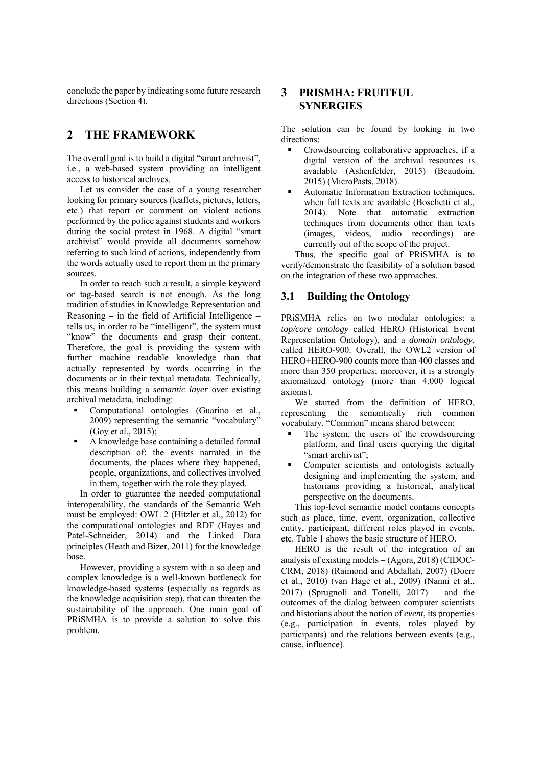conclude the paper by indicating some future research directions (Section 4).

## 2 THE FRAMEWORK

The overall goal is to build a digital "smart archivist", i.e., a web-based system providing an intelligent access to historical archives.

Let us consider the case of a young researcher looking for primary sources (leaflets, pictures, letters, etc.) that report or comment on violent actions performed by the police against students and workers during the social protest in 1968. A digital "smart archivist" would provide all documents somehow referring to such kind of actions, independently from the words actually used to report them in the primary sources.

In order to reach such a result, a simple keyword or tag-based search is not enough. As the long tradition of studies in Knowledge Representation and Reasoning – in the field of Artificial Intelligence – tells us, in order to be "intelligent", the system must "know" the documents and grasp their content. Therefore, the goal is providing the system with further machine readable knowledge than that actually represented by words occurring in the documents or in their textual metadata. Technically, this means building a *semantic layer* over existing archival metadata, including:

- Computational ontologies (Guarino et al., 2009) representing the semantic "vocabulary" (Goy et al., 2015);
- A knowledge base containing a detailed formal description of: the events narrated in the documents, the places where they happened, people, organizations, and collectives involved in them, together with the role they played.

In order to guarantee the needed computational interoperability, the standards of the Semantic Web must be employed: OWL 2 (Hitzler et al., 2012) for the computational ontologies and RDF (Hayes and Patel-Schneider, 2014) and the Linked Data principles (Heath and Bizer, 2011) for the knowledge base.

However, providing a system with a so deep and complex knowledge is a well-known bottleneck for knowledge-based systems (especially as regards as the knowledge acquisition step), that can threaten the sustainability of the approach. One main goal of PRiSMHA is to provide a solution to solve this problem.

## 3 PRISMHA: FRUITFUL SYNERGIES

The solution can be found by looking in two directions:

- Crowdsourcing collaborative approaches, if a digital version of the archival resources is available (Ashenfelder, 2015) (Beaudoin, 2015) (MicroPasts, 2018).
- Automatic Information Extraction techniques, when full texts are available (Boschetti et al., 2014). Note that automatic extraction techniques from documents other than texts (images, videos, audio recordings) are currently out of the scope of the project.

Thus, the specific goal of PRiSMHA is to verify/demonstrate the feasibility of a solution based on the integration of these two approaches.

### 3.1 Building the Ontology

PRiSMHA relies on two modular ontologies: a *top/core ontology* called HERO (Historical Event Representation Ontology), and a *domain ontology*, called HERO-900. Overall, the OWL2 version of HERO+HERO-900 counts more than 400 classes and more than 350 properties; moreover, it is a strongly axiomatized ontology (more than 4.000 logical axioms).

We started from the definition of HERO, representing the semantically rich common vocabulary. "Common" means shared between:

- The system, the users of the crowdsourcing platform, and final users querying the digital "smart archivist";
- Computer scientists and ontologists actually designing and implementing the system, and historians providing a historical, analytical perspective on the documents.

This top-level semantic model contains concepts such as place, time, event, organization, collective entity, participant, different roles played in events, etc. Table 1 shows the basic structure of HERO.

HERO is the result of the integration of an analysis of existing models – (Agora, 2018) (CIDOC-CRM, 2018) (Raimond and Abdallah, 2007) (Doerr et al., 2010) (van Hage et al., 2009) (Nanni et al., 2017) (Sprugnoli and Tonelli, 2017) – and the outcomes of the dialog between computer scientists and historians about the notion of *event*, its properties (e.g., participation in events, roles played by participants) and the relations between events (e.g., cause, influence).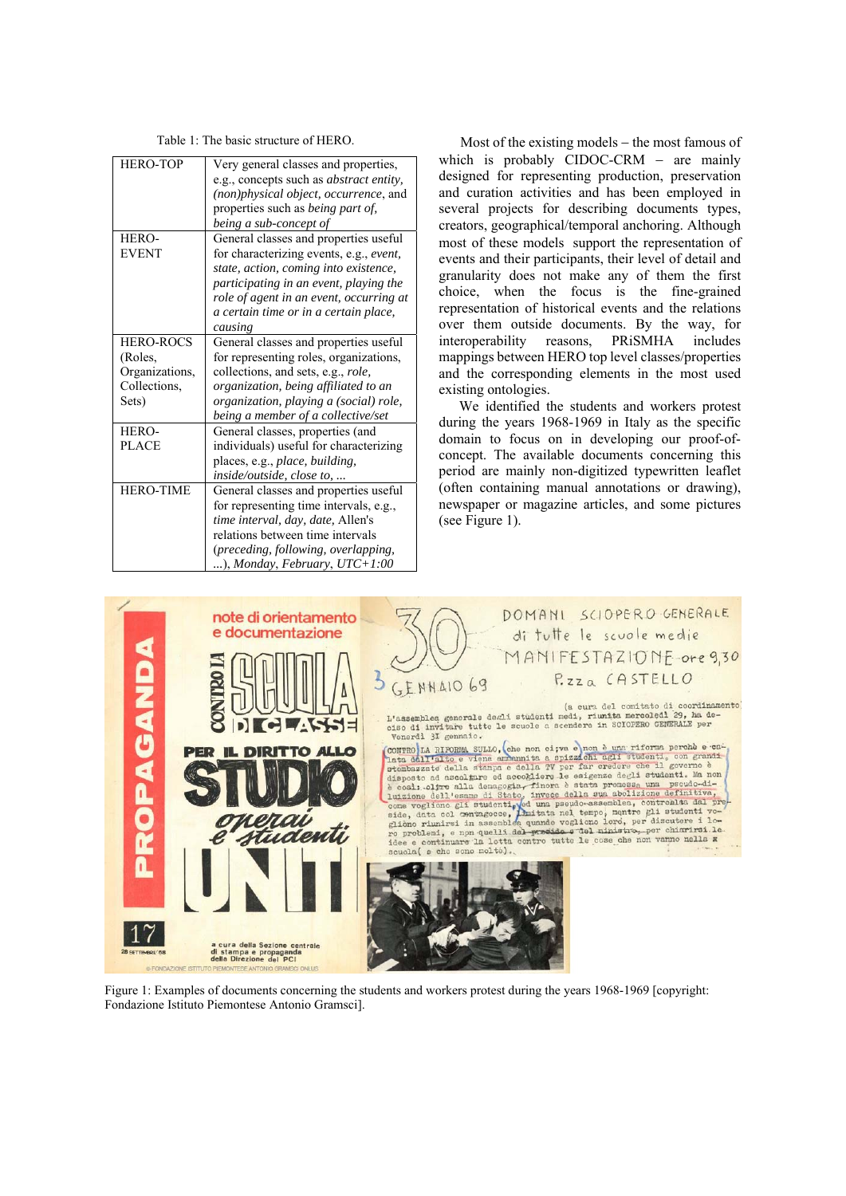Table 1: The basic structure of HERO.

| | |
|---|---|
| HERO-TOP | Very general classes and properties, e.g., concepts such as *abstract entity, (non)physical object, occurrence*, and properties such as *being part of, being a sub-concept of* |
| HERO-EVENT | General classes and properties useful for characterizing events, e.g., *event, state, action, coming into existence, participating in an event, playing the role of agent in an event, occurring at a certain time or in a certain place, causing* |
| HERO-ROCS (Roles, Organizations, Collections, Sets) | General classes and properties useful for representing roles, organizations, collections, and sets, e.g., *role, organization, being affiliated to an organization, playing a (social) role, being a member of a collective/set* |
| HERO-PLACE | General classes, properties (and individuals) useful for characterizing places, e.g., *place, building, inside/outside, close to, …* |
| HERO-TIME | General classes and properties useful for representing time intervals, e.g., *time interval, day, date,* Allen's relations between time intervals (*preceding, following, overlapping, …*), *Monday, February, UTC+1:00* |

Most of the existing models – the most famous of which is probably CIDOC-CRM – are mainly designed for representing production, preservation and curation activities and has been employed in several projects for describing documents types, creators, geographical/temporal anchoring. Although most of these models support the representation of events and their participants, their level of detail and granularity does not make any of them the first choice, when the focus is the fine-grained representation of historical events and the relations over them outside documents. By the way, for interoperability reasons, PRiSMHA includes mappings between HERO top level classes/properties and the corresponding elements in the most used existing ontologies.

We identified the students and workers protest during the years 1968-1969 in Italy as the specific domain to focus on in developing our proof-of-concept. The available documents concerning this period are mainly non-digitized typewritten leaflet (often containing manual annotations or drawing), newspaper or magazine articles, and some pictures (see Figure 1).

Figure 1: Examples of documents concerning the students and workers protest during the years 1968-1969 [copyright: Fondazione Istituto Piemontese Antonio Gramsci].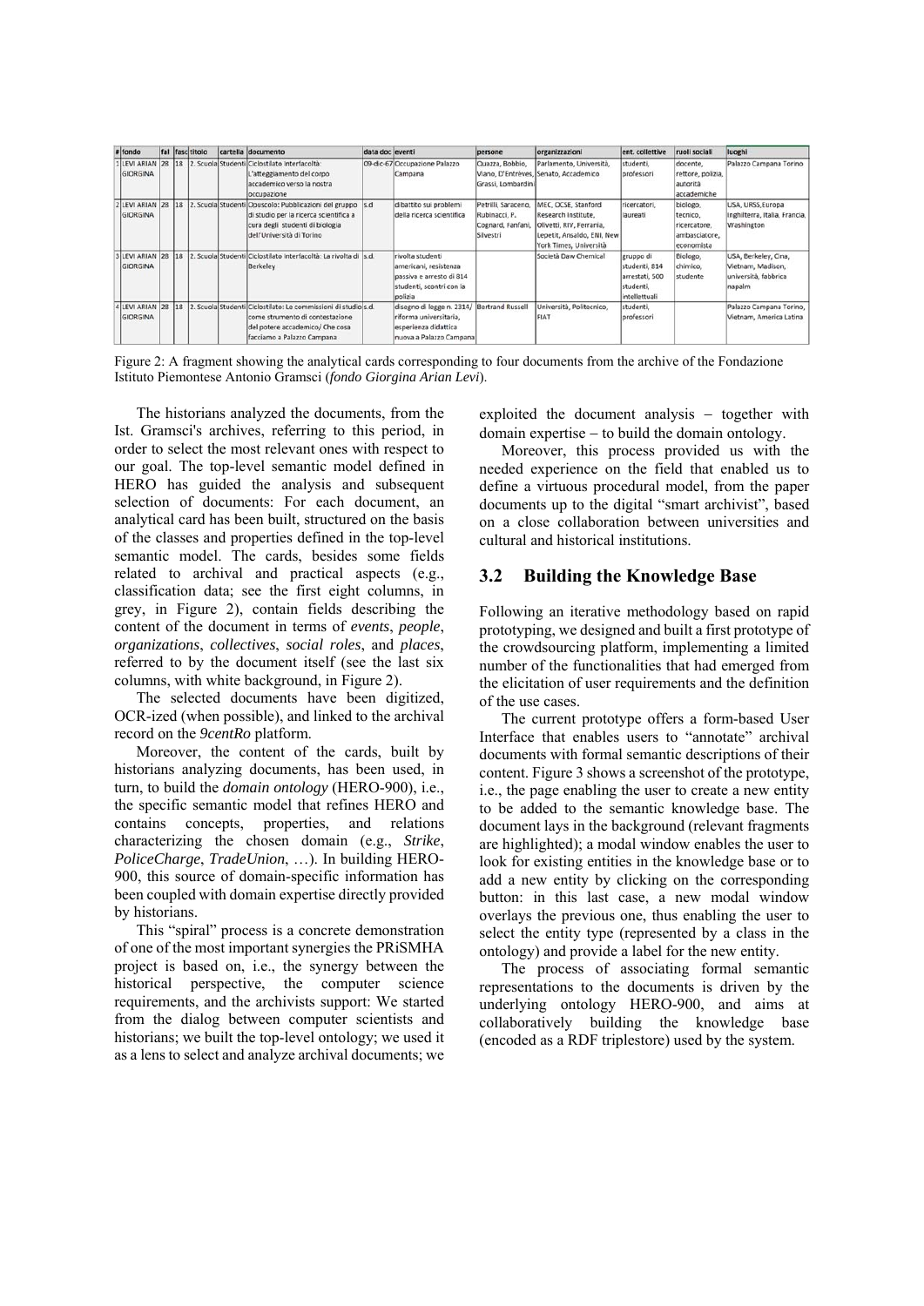| # | fondo | fal | fasc | titolo | cartella | documento | data doc | eventi | persone | organizzazioni | ent. collettive | ruoli sociali | luoghi |
|---|---|---|---|---|---|---|---|---|---|---|---|---|---|
| 1 | LEVI ARIAN GIORGINA | 28 | 18 | 2. Scuola | Studenti | Ciclostilato interfacoltà: L'atteggiamento del corpo accademico verso la nostra occupazione | 09-dic-67 | Occupazione Palazzo Campana | Cuazza, Bobbio, Viano, D'Entrèves, Grassi, Lombardini | Parlamento, Università, Senato, Accademico | studenti, professori | docente, rettore, polizia, autorità accademiche | Palazzo Campana Torino |
| 2 | LEVI ARIAN GIORGINA | 28 | 18 | 2. Scuola | Studenti | Opuscolo: Pubblicazioni del gruppo di studio per la ricerca scientifica a cura degli studenti di biologia dell'Università di Torino | s.d | dibattito sui problemi della ricerca scientifica | Petrilli, Saraceno, Rubinacci, P. Cognard, Fanfani, Silvestri | MEC, OCSE, Stanford Research Institute, Olivetti, RIV, Ferrania, Lepetit, Ansaldo, ENI, New York Times, Università | ricercatori, laureati | biologo, tecnico, ricercatore, ambasciatore, economista | USA, URSS, Europa Inghilterra, Italia, Francia, Washington |
| 3 | LEVI ARIAN GIORGINA | 28 | 18 | 2. Scuola | Studenti | Ciclostilato interfacoltà: La rivolta di Berkeley | s.d. | rivolta studenti americani, resistenza passiva e arresto di 814 studenti, scontri con la polizia | | Società Daw Chemical | gruppo di studenti, 814 arrestati, 500 studenti, intellettuali | Biologo, chimico, studente | USA, Berkeley, Cina, Vietnam, Madison, università, fabbrica napalm |
| 4 | LEVI ARIAN GIORGINA | 28 | 18 | 2. Scuola | Studenti | Ciclostilato: Le commissioni di studio come strumento di contestazione del potere accademico/ Che cosa facciamo a Palazzo Campana | s.d. | disegno di legge n. 2314/ riforma universitaria, esperienza didattica nuova a Palazzo Campana | Bertrand Russell | Università, Politecnico, FIAT | studenti, professori | | Palazzo Campana Torino, Vietnam, America Latina |

Figure 2: A fragment showing the analytical cards corresponding to four documents from the archive of the Fondazione Istituto Piemontese Antonio Gramsci (*fondo Giorgina Arian Levi*).

The historians analyzed the documents, from the Ist. Gramsci's archives, referring to this period, in order to select the most relevant ones with respect to our goal. The top-level semantic model defined in HERO has guided the analysis and subsequent selection of documents: For each document, an analytical card has been built, structured on the basis of the classes and properties defined in the top-level semantic model. The cards, besides some fields related to archival and practical aspects (e.g., classification data; see the first eight columns, in grey, in Figure 2), contain fields describing the content of the document in terms of *events*, *people*, *organizations*, *collectives*, *social roles*, and *places*, referred to by the document itself (see the last six columns, with white background, in Figure 2).

The selected documents have been digitized, OCR-ized (when possible), and linked to the archival record on the *9centRo* platform.

Moreover, the content of the cards, built by historians analyzing documents, has been used, in turn, to build the *domain ontology* (HERO-900), i.e., the specific semantic model that refines HERO and contains concepts, properties, and relations characterizing the chosen domain (e.g., *Strike*, *PoliceCharge*, *TradeUnion*, …). In building HERO-900, this source of domain-specific information has been coupled with domain expertise directly provided by historians.

This "spiral" process is a concrete demonstration of one of the most important synergies the PRiSMHA project is based on, i.e., the synergy between the historical perspective, the computer science requirements, and the archivists support: We started from the dialog between computer scientists and historians; we built the top-level ontology; we used it as a lens to select and analyze archival documents; we exploited the document analysis – together with domain expertise – to build the domain ontology.

Moreover, this process provided us with the needed experience on the field that enabled us to define a virtuous procedural model, from the paper documents up to the digital "smart archivist", based on a close collaboration between universities and cultural and historical institutions.

## 3.2 Building the Knowledge Base

Following an iterative methodology based on rapid prototyping, we designed and built a first prototype of the crowdsourcing platform, implementing a limited number of the functionalities that had emerged from the elicitation of user requirements and the definition of the use cases.

The current prototype offers a form-based User Interface that enables users to "annotate" archival documents with formal semantic descriptions of their content. Figure 3 shows a screenshot of the prototype, i.e., the page enabling the user to create a new entity to be added to the semantic knowledge base. The document lays in the background (relevant fragments are highlighted); a modal window enables the user to look for existing entities in the knowledge base or to add a new entity by clicking on the corresponding button: in this last case, a new modal window overlays the previous one, thus enabling the user to select the entity type (represented by a class in the ontology) and provide a label for the new entity.

The process of associating formal semantic representations to the documents is driven by the underlying ontology HERO-900, and aims at collaboratively building the knowledge base (encoded as a RDF triplestore) used by the system.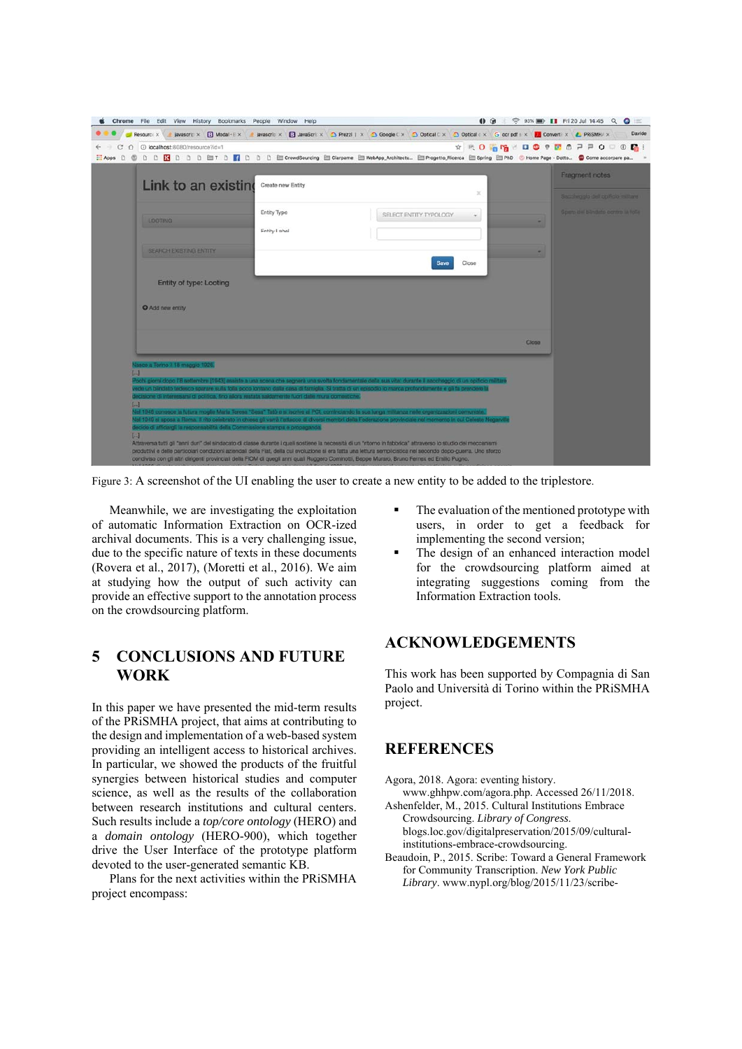Figure 3: A screenshot of the UI enabling the user to create a new entity to be added to the triplestore.

Meanwhile, we are investigating the exploitation of automatic Information Extraction on OCR-ized archival documents. This is a very challenging issue, due to the specific nature of texts in these documents (Rovera et al., 2017), (Moretti et al., 2016). We aim at studying how the output of such activity can provide an effective support to the annotation process on the crowdsourcing platform.

## 5 CONCLUSIONS AND FUTURE WORK

In this paper we have presented the mid-term results of the PRiSMHA project, that aims at contributing to the design and implementation of a web-based system providing an intelligent access to historical archives. In particular, we showed the products of the fruitful synergies between historical studies and computer science, as well as the results of the collaboration between research institutions and cultural centers. Such results include a *top/core ontology* (HERO) and a *domain ontology* (HERO-900), which together drive the User Interface of the prototype platform devoted to the user-generated semantic KB.

Plans for the next activities within the PRiSMHA project encompass:

- The evaluation of the mentioned prototype with users, in order to get a feedback for implementing the second version;
- The design of an enhanced interaction model for the crowdsourcing platform aimed at integrating suggestions coming from the Information Extraction tools.

## ACKNOWLEDGEMENTS

This work has been supported by Compagnia di San Paolo and Università di Torino within the PRiSMHA project.

## REFERENCES

Agora, 2018. Agora: eventing history. www.ghhpw.com/agora.php. Accessed 26/11/2018.

Ashenfelder, M., 2015. Cultural Institutions Embrace Crowdsourcing. *Library of Congress*. blogs.loc.gov/digitalpreservation/2015/09/cultural-institutions-embrace-crowdsourcing.

Beaudoin, P., 2015. Scribe: Toward a General Framework for Community Transcription. *New York Public Library*. www.nypl.org/blog/2015/11/23/scribe-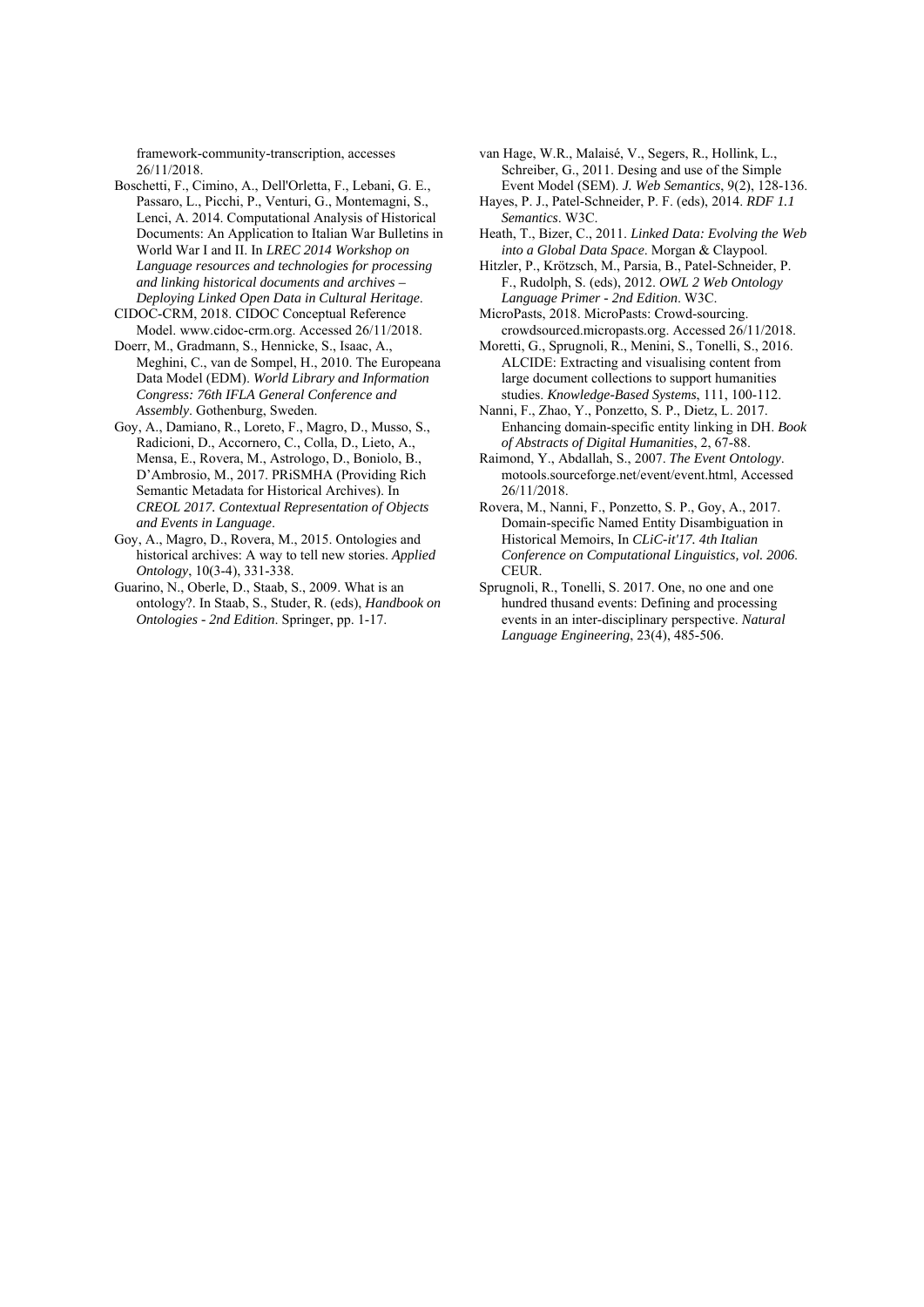framework-community-transcription, accesses 26/11/2018.

Boschetti, F., Cimino, A., Dell'Orletta, F., Lebani, G. E., Passaro, L., Picchi, P., Venturi, G., Montemagni, S., Lenci, A. 2014. Computational Analysis of Historical Documents: An Application to Italian War Bulletins in World War I and II. In *LREC 2014 Workshop on Language resources and technologies for processing and linking historical documents and archives – Deploying Linked Open Data in Cultural Heritage*.

CIDOC-CRM, 2018. CIDOC Conceptual Reference Model. www.cidoc-crm.org. Accessed 26/11/2018.

Doerr, M., Gradmann, S., Hennicke, S., Isaac, A., Meghini, C., van de Sompel, H., 2010. The Europeana Data Model (EDM). *World Library and Information Congress: 76th IFLA General Conference and Assembly*. Gothenburg, Sweden.

Goy, A., Damiano, R., Loreto, F., Magro, D., Musso, S., Radicioni, D., Accornero, C., Colla, D., Lieto, A., Mensa, E., Rovera, M., Astrologo, D., Boniolo, B., D'Ambrosio, M., 2017. PRiSMHA (Providing Rich Semantic Metadata for Historical Archives). In *CREOL 2017. Contextual Representation of Objects and Events in Language*.

Goy, A., Magro, D., Rovera, M., 2015. Ontologies and historical archives: A way to tell new stories. *Applied Ontology*, 10(3-4), 331-338.

Guarino, N., Oberle, D., Staab, S., 2009. What is an ontology?. In Staab, S., Studer, R. (eds), *Handbook on Ontologies - 2nd Edition*. Springer, pp. 1-17.

van Hage, W.R., Malaisé, V., Segers, R., Hollink, L., Schreiber, G., 2011. Desing and use of the Simple Event Model (SEM). *J. Web Semantics*, 9(2), 128-136.

Hayes, P. J., Patel-Schneider, P. F. (eds), 2014. *RDF 1.1 Semantics*. W3C.

Heath, T., Bizer, C., 2011. *Linked Data: Evolving the Web into a Global Data Space*. Morgan & Claypool.

Hitzler, P., Krötzsch, M., Parsia, B., Patel-Schneider, P. F., Rudolph, S. (eds), 2012. *OWL 2 Web Ontology Language Primer - 2nd Edition*. W3C.

MicroPasts, 2018. MicroPasts: Crowd-sourcing. crowdsourced.micropasts.org. Accessed 26/11/2018.

Moretti, G., Sprugnoli, R., Menini, S., Tonelli, S., 2016. ALCIDE: Extracting and visualising content from large document collections to support humanities studies. *Knowledge-Based Systems*, 111, 100-112.

Nanni, F., Zhao, Y., Ponzetto, S. P., Dietz, L. 2017. Enhancing domain-specific entity linking in DH. *Book of Abstracts of Digital Humanities*, 2, 67-88.

Raimond, Y., Abdallah, S., 2007. *The Event Ontology*. motools.sourceforge.net/event/event.html, Accessed 26/11/2018.

Rovera, M., Nanni, F., Ponzetto, S. P., Goy, A., 2017. Domain-specific Named Entity Disambiguation in Historical Memoirs, In *CLiC-it'17. 4th Italian Conference on Computational Linguistics, vol. 2006.* CEUR.

Sprugnoli, R., Tonelli, S. 2017. One, no one and one hundred thusand events: Defining and processing events in an inter-disciplinary perspective. *Natural Language Engineering*, 23(4), 485-506.